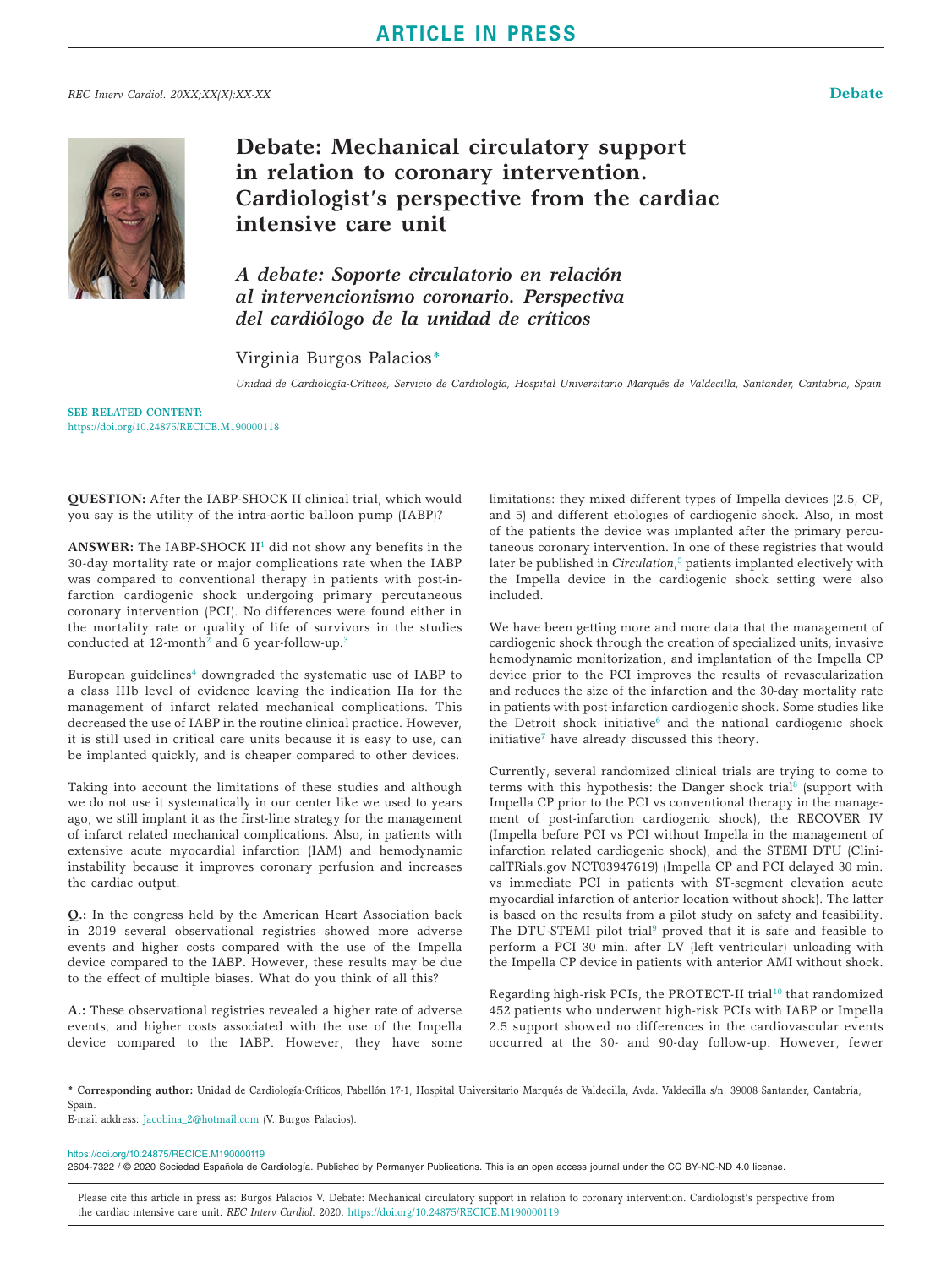# Debate: Mechanical circulatory support in relation to coronary intervention. Cardiologist's perspective from the cardiac intensive care unit

## *A debate: Soporte circulatorio en relación al intervencionismo coronario. Perspectiva del cardiólogo de la unidad de críticos*

Virginia Burgos Palacios*

*Unidad de Cardiología-Críticos, Servicio de Cardiología, Hospital Universitario Marqués de Valdecilla, Santander, Cantabria, Spain*

**SEE RELATED CONTENT:**
https://doi.org/10.24875/RECICE.M190000118

**QUESTION:** After the IABP-SHOCK II clinical trial, which would you say is the utility of the intra-aortic balloon pump (IABP)?

**ANSWER:** The IABP-SHOCK II[1] did not show any benefits in the 30-day mortality rate or major complications rate when the IABP was compared to conventional therapy in patients with post-infarction cardiogenic shock undergoing primary percutaneous coronary intervention (PCI). No differences were found either in the mortality rate or quality of life of survivors in the studies conducted at 12-month[2] and 6 year-follow-up.[3]

European guidelines[4] downgraded the systematic use of IABP to a class IIIb level of evidence leaving the indication IIa for the management of infarct related mechanical complications. This decreased the use of IABP in the routine clinical practice. However, it is still used in critical care units because it is easy to use, can be implanted quickly, and is cheaper compared to other devices.

Taking into account the limitations of these studies and although we do not use it systematically in our center like we used to years ago, we still implant it as the first-line strategy for the management of infarct related mechanical complications. Also, in patients with extensive acute myocardial infarction (IAM) and hemodynamic instability because it improves coronary perfusion and increases the cardiac output.

**Q.:** In the congress held by the American Heart Association back in 2019 several observational registries showed more adverse events and higher costs compared with the use of the Impella device compared to the IABP. However, these results may be due to the effect of multiple biases. What do you think of all this?

**A.:** These observational registries revealed a higher rate of adverse events, and higher costs associated with the use of the Impella device compared to the IABP. However, they have some limitations: they mixed different types of Impella devices (2.5, CP, and 5) and different etiologies of cardiogenic shock. Also, in most of the patients the device was implanted after the primary percutaneous coronary intervention. In one of these registries that would later be published in *Circulation*,[5] patients implanted electively with the Impella device in the cardiogenic shock setting were also included.

We have been getting more and more data that the management of cardiogenic shock through the creation of specialized units, invasive hemodynamic monitorization, and implantation of the Impella CP device prior to the PCI improves the results of revascularization and reduces the size of the infarction and the 30-day mortality rate in patients with post-infarction cardiogenic shock. Some studies like the Detroit shock initiative[6] and the national cardiogenic shock initiative[7] have already discussed this theory.

Currently, several randomized clinical trials are trying to come to terms with this hypothesis: the Danger shock trial[8] (support with Impella CP prior to the PCI vs conventional therapy in the management of post-infarction cardiogenic shock), the RECOVER IV (Impella before PCI vs PCI without Impella in the management of infarction related cardiogenic shock), and the STEMI DTU (ClinicalTRials.gov NCT03947619) (Impella CP and PCI delayed 30 min. vs immediate PCI in patients with ST-segment elevation acute myocardial infarction of anterior location without shock). The latter is based on the results from a pilot study on safety and feasibility. The DTU-STEMI pilot trial[9] proved that it is safe and feasible to perform a PCI 30 min. after LV (left ventricular) unloading with the Impella CP device in patients with anterior AMI without shock.

Regarding high-risk PCIs, the PROTECT-II trial[10] that randomized 452 patients who underwent high-risk PCIs with IABP or Impella 2.5 support showed no differences in the cardiovascular events occurred at the 30- and 90-day follow-up. However, fewer

\* **Corresponding author:** Unidad de Cardiología-Críticos, Pabellón 17-1, Hospital Universitario Marqués de Valdecilla, Avda. Valdecilla s/n, 39008 Santander, Cantabria, Spain.
E-mail address: Jacobina_2@hotmail.com (V. Burgos Palacios).

https://doi.org/10.24875/RECICE.M190000119
2604-7322 / © 2020 Sociedad Española de Cardiología. Published by Permanyer Publications. This is an open access journal under the CC BY-NC-ND 4.0 license.

Please cite this article in press as: Burgos Palacios V. Debate: Mechanical circulatory support in relation to coronary intervention. Cardiologist's perspective from the cardiac intensive care unit. *REC Interv Cardiol.* 2020. https://doi.org/10.24875/RECICE.M190000119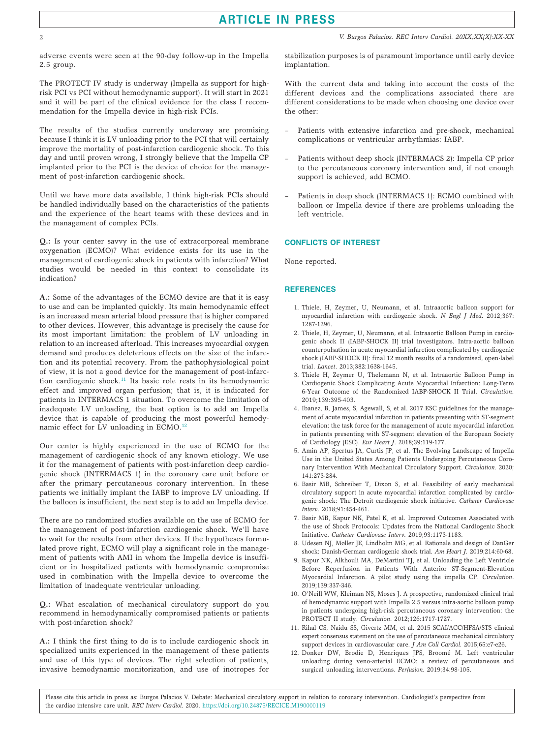adverse events were seen at the 90-day follow-up in the Impella 2.5 group.

The PROTECT IV study is underway (Impella as support for high-risk PCI vs PCI without hemodynamic support). It will start in 2021 and it will be part of the clinical evidence for the class I recommendation for the Impella device in high-risk PCIs.

The results of the studies currently underway are promising because I think it is LV unloading prior to the PCI that will certainly improve the mortality of post-infarction cardiogenic shock. To this day and until proven wrong, I strongly believe that the Impella CP implanted prior to the PCI is the device of choice for the management of post-infarction cardiogenic shock.

Until we have more data available, I think high-risk PCIs should be handled individually based on the characteristics of the patients and the experience of the heart teams with these devices and in the management of complex PCIs.

**Q.:** Is your center savvy in the use of extracorporeal membrane oxygenation (ECMO)? What evidence exists for its use in the management of cardiogenic shock in patients with infarction? What studies would be needed in this context to consolidate its indication?

**A.:** Some of the advantages of the ECMO device are that it is easy to use and can be implanted quickly. Its main hemodynamic effect is an increased mean arterial blood pressure that is higher compared to other devices. However, this advantage is precisely the cause for its most important limitation: the problem of LV unloading in relation to an increased afterload. This increases myocardial oxygen demand and produces deleterious effects on the size of the infarction and its potential recovery. From the pathophysiological point of view, it is not a good device for the management of post-infarction cardiogenic shock.[11] Its basic role rests in its hemodynamic effect and improved organ perfusion; that is, it is indicated for patients in INTERMACS 1 situation. To overcome the limitation of inadequate LV unloading, the best option is to add an Impella device that is capable of producing the most powerful hemodynamic effect for LV unloading in ECMO.[12]

Our center is highly experienced in the use of ECMO for the management of cardiogenic shock of any known etiology. We use it for the management of patients with post-infarction deep cardiogenic shock (INTERMACS 1) in the coronary care unit before or after the primary percutaneous coronary intervention. In these patients we initially implant the IABP to improve LV unloading. If the balloon is insufficient, the next step is to add an Impella device.

There are no randomized studies available on the use of ECMO for the management of post-infarction cardiogenic shock. We'll have to wait for the results from other devices. If the hypotheses formulated prove right, ECMO will play a significant role in the management of patients with AMI in whom the Impella device is insufficient or in hospitalized patients with hemodynamic compromise used in combination with the Impella device to overcome the limitation of inadequate ventricular unloading.

**Q.:** What escalation of mechanical circulatory support do you recommend in hemodynamically compromised patients or patients with post-infarction shock?

**A.:** I think the first thing to do is to include cardiogenic shock in specialized units experienced in the management of these patients and use of this type of devices. The right selection of patients, invasive hemodynamic monitorization, and use of inotropes for stabilization purposes is of paramount importance until early device implantation.

With the current data and taking into account the costs of the different devices and the complications associated there are different considerations to be made when choosing one device over the other:

- Patients with extensive infarction and pre-shock, mechanical complications or ventricular arrhythmias: IABP.
- Patients without deep shock (INTERMACS 2): Impella CP prior to the percutaneous coronary intervention and, if not enough support is achieved, add ECMO.
- Patients in deep shock (INTERMACS 1): ECMO combined with balloon or Impella device if there are problems unloading the left ventricle.

## CONFLICTS OF INTEREST

None reported.

## REFERENCES

1. Thiele, H, Zeymer, U, Neumann, et al. Intraaortic balloon support for myocardial infarction with cardiogenic shock. *N Engl J Med*. 2012;367:1287-1296.
2. Thiele, H, Zeymer, U, Neumann, et al. Intraaortic Balloon Pump in cardiogenic shock II (IABP-SHOCK II) trial investigators. Intra-aortic balloon counterpulsation in acute myocardial infarction complicated by cardiogenic shock (IABP-SHOCK II): final 12 month results of a randomised, open-label trial. *Lancet*. 2013;382:1638-1645.
3. Thiele H, Zeymer U, Thelemann N, et al. Intraaortic Balloon Pump in Cardiogenic Shock Complicating Acute Myocardial Infarction: Long-Term 6-Year Outcome of the Randomized IABP-SHOCK II Trial. *Circulation*. 2019;139:395-403.
4. Ibanez, B, James, S, Agewall, S, et al. 2017 ESC guidelines for the management of acute myocardial infarction in patients presenting with ST-segment elevation: the task force for the management of acute myocardial infarction in patients presenting with ST-segment elevation of the European Society of Cardiology (ESC). *Eur Heart J*. 2018;39:119-177.
5. Amin AP, Spertus JA, Curtis JP, et al. The Evolving Landscape of Impella Use in the United States Among Patients Undergoing Percutaneous Coronary Intervention With Mechanical Circulatory Support. *Circulation.* 2020;141:273-284.
6. Basir MB, Schreiber T, Dixon S, et al. Feasibility of early mechanical circulatory support in acute myocardial infarction complicated by cardiogenic shock: The Detroit cardiogenic shock initiative. *Catheter Cardiovasc Interv*. 2018;91:454-461.
7. Basir MB, Kapur NK, Patel K, et al. Improved Outcomes Associated with the use of Shock Protocols: Updates from the National Cardiogenic Shock Initiative. *Catheter Cardiovasc Interv.* 2019;93:1173-1183.
8. Udesen NJ, Møller JE, Lindholm MG, et al. Rationale and design of DanGer shock: Danish-German cardiogenic shock trial. *Am Heart J*. 2019;214:60-68.
9. Kapur NK, Alkhouli MA, DeMartini TJ, et al. Unloading the Left Ventricle Before Reperfusion in Patients With Anterior ST-Segment-Elevation Myocardial Infarction. A pilot study using the impella CP. *Circulation*. 2019;139:337-346.
10. O'Neill WW, Kleiman NS, Moses J. A prospective, randomized clinical trial of hemodynamic support with Impella 2.5 versus intra-aortic balloon pump in patients undergoing high-risk percutaneous coronary intervention: the PROTECT II study. *Circulation*. 2012;126:1717-1727.
11. Rihal CS, Naidu SS, Givertz MM, et al. 2015 SCAI/ACC/HFSA/STS clinical expert consensus statement on the use of percutaneous mechanical circulatory support devices in cardiovascular care. *J Am Coll Cardiol.* 2015;65:e7-e26.
12. Donker DW, Brodie D, Henriques JPS, Broomé M. Left ventricular unloading during veno-arterial ECMO: a review of percutaneous and surgical unloading interventions. *Perfusion*. 2019;34:98-105.

Please cite this article in press as: Burgos Palacios V. Debate: Mechanical circulatory support in relation to coronary intervention. Cardiologist's perspective from the cardiac intensive care unit. *REC Interv Cardiol*. 2020. https://doi.org/10.24875/RECICE.M190000119